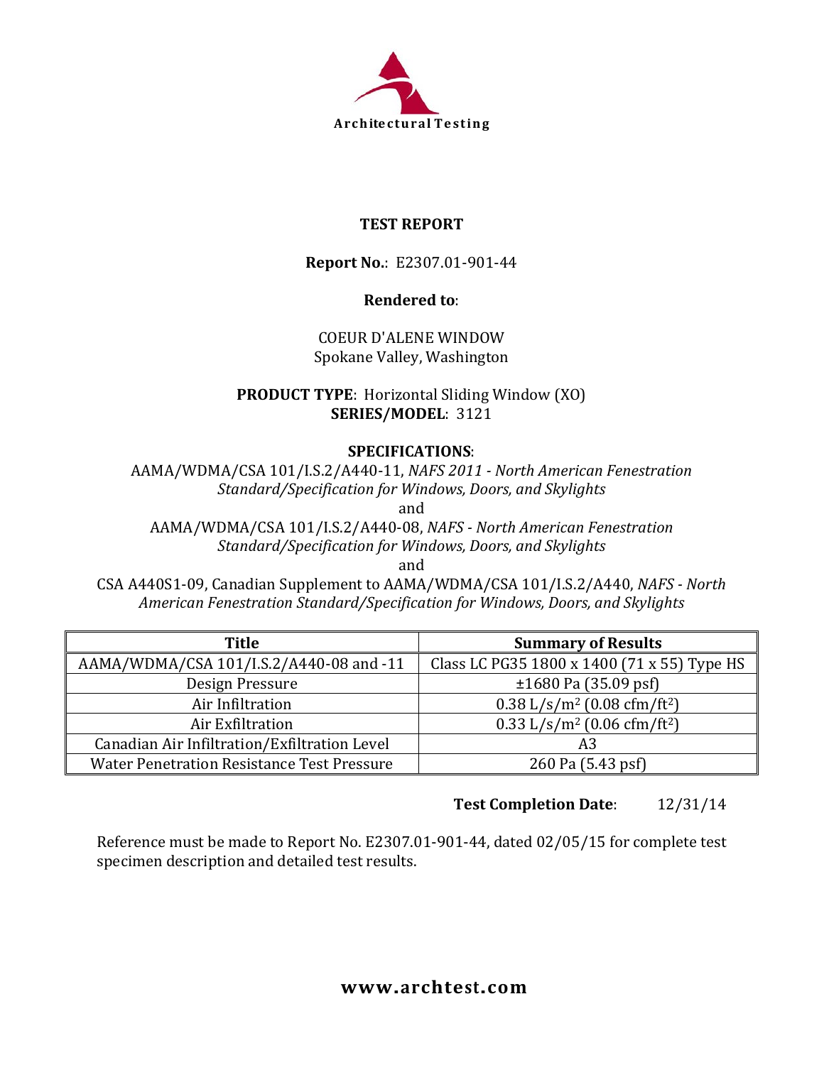Architectural Testing

# TEST REPORT

**Report No.**: E2307.01-901-44

**Rendered to**:

COEUR D'ALENE WINDOW
Spokane Valley, Washington

**PRODUCT TYPE**: Horizontal Sliding Window (XO)
**SERIES/MODEL**: 3121

**SPECIFICATIONS**:

AAMA/WDMA/CSA 101/I.S.2/A440-11, *NAFS 2011 - North American Fenestration Standard/Specification for Windows, Doors, and Skylights*

and

AAMA/WDMA/CSA 101/I.S.2/A440-08, *NAFS - North American Fenestration Standard/Specification for Windows, Doors, and Skylights*

and

CSA A440S1-09, Canadian Supplement to AAMA/WDMA/CSA 101/I.S.2/A440, *NAFS - North American Fenestration Standard/Specification for Windows, Doors, and Skylights*

| Title | Summary of Results |
|---|---|
| AAMA/WDMA/CSA 101/I.S.2/A440-08 and -11 | Class LC PG35 1800 x 1400 (71 x 55) Type HS |
| Design Pressure | ±1680 Pa (35.09 psf) |
| Air Infiltration | 0.38 L/s/$m^2$ (0.08 cfm/$ft^2$) |
| Air Exfiltration | 0.33 L/s/$m^2$ (0.06 cfm/$ft^2$) |
| Canadian Air Infiltration/Exfiltration Level | A3 |
| Water Penetration Resistance Test Pressure | 260 Pa (5.43 psf) |

**Test Completion Date**: 12/31/14

Reference must be made to Report No. E2307.01-901-44, dated 02/05/15 for complete test specimen description and detailed test results.

**www.archtest.com**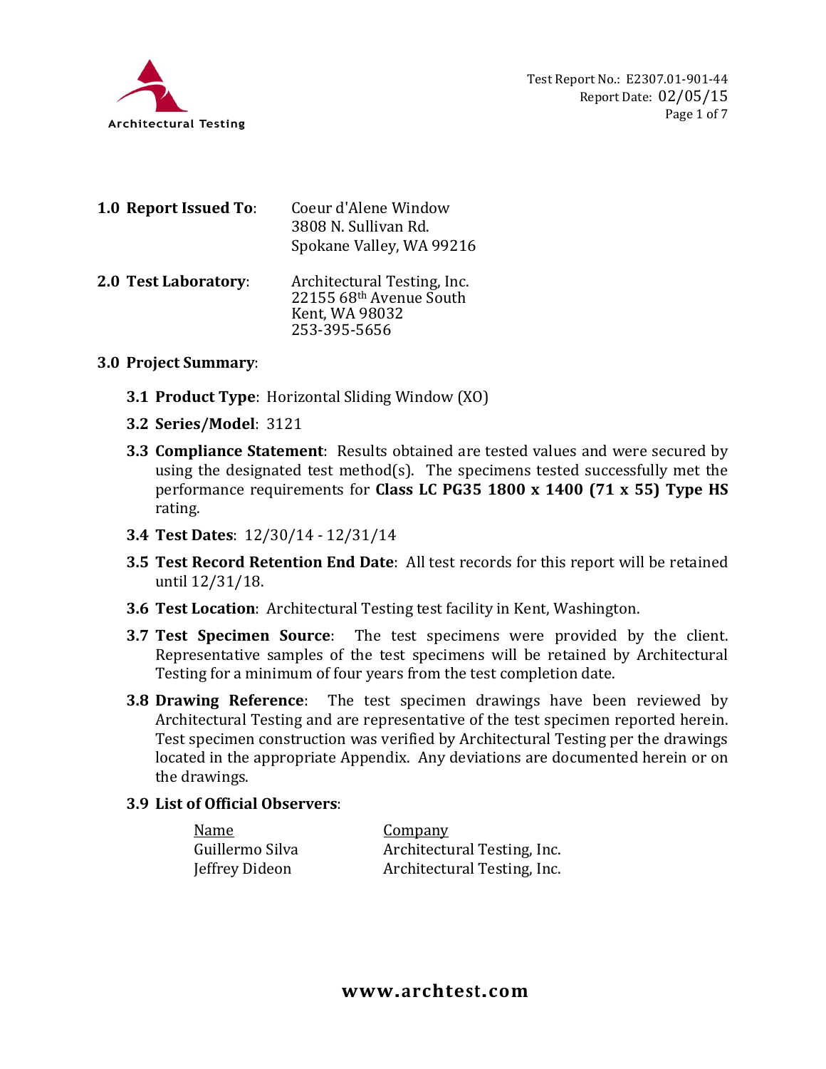Test Report No.: E2307.01-901-44
Report Date: 02/05/15

**1.0 Report Issued To**: Coeur d'Alene Window
3808 N. Sullivan Rd.
Spokane Valley, WA 99216

**2.0 Test Laboratory**: Architectural Testing, Inc.
22155 68th Avenue South
Kent, WA 98032
253-395-5656

**3.0 Project Summary**:

**3.1 Product Type**: Horizontal Sliding Window (XO)

**3.2 Series/Model**: 3121

**3.3 Compliance Statement**: Results obtained are tested values and were secured by using the designated test method(s). The specimens tested successfully met the performance requirements for **Class LC PG35 1800 x 1400 (71 x 55) Type HS** rating.

**3.4 Test Dates**: 12/30/14 - 12/31/14

**3.5 Test Record Retention End Date**: All test records for this report will be retained until 12/31/18.

**3.6 Test Location**: Architectural Testing test facility in Kent, Washington.

**3.7 Test Specimen Source**: The test specimens were provided by the client. Representative samples of the test specimens will be retained by Architectural Testing for a minimum of four years from the test completion date.

**3.8 Drawing Reference**: The test specimen drawings have been reviewed by Architectural Testing and are representative of the test specimen reported herein. Test specimen construction was verified by Architectural Testing per the drawings located in the appropriate Appendix. Any deviations are documented herein or on the drawings.

**3.9 List of Official Observers**:

| Name | Company |
|---|---|
| Guillermo Silva | Architectural Testing, Inc. |
| Jeffrey Dideon | Architectural Testing, Inc. |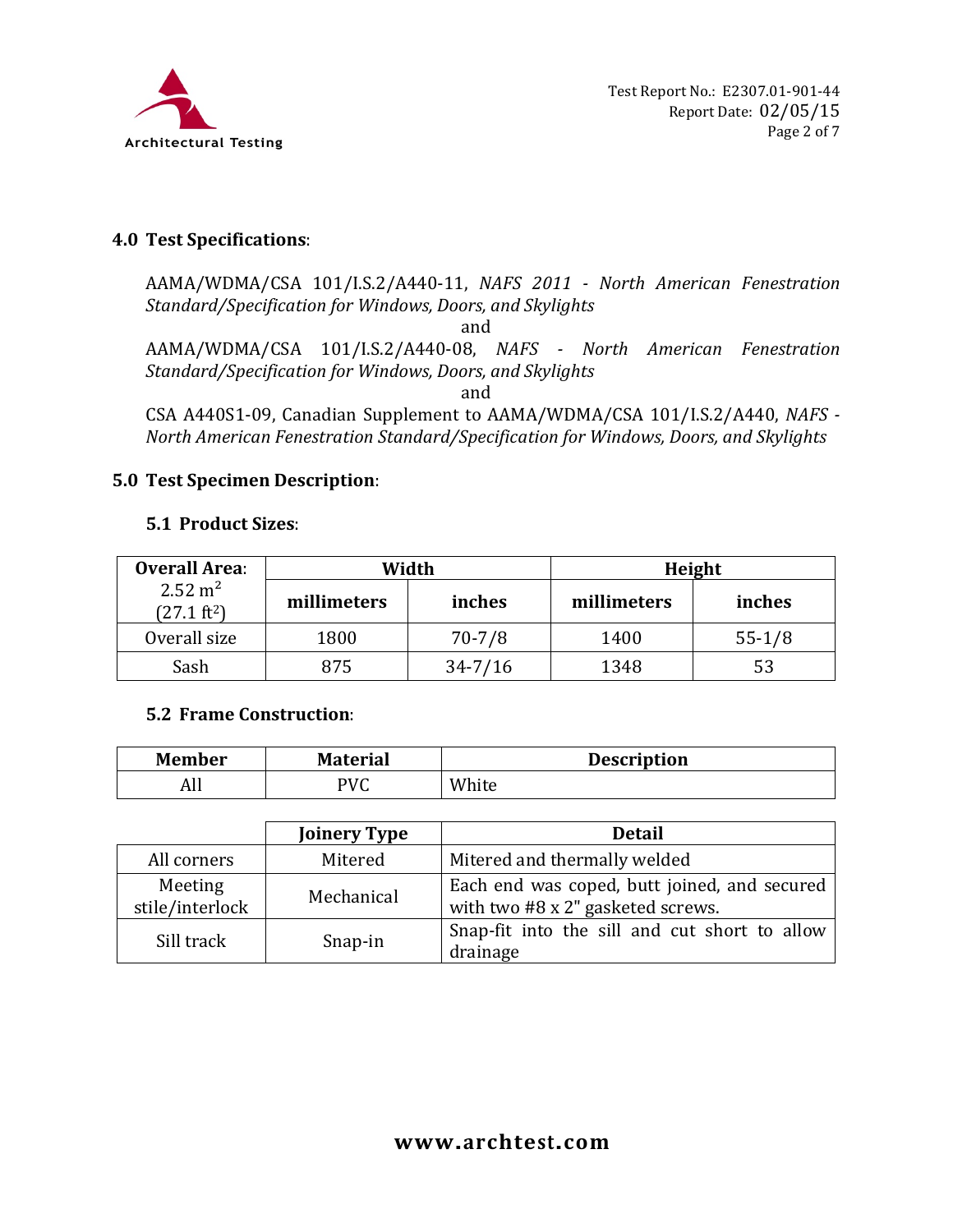## 4.0 Test Specifications:

AAMA/WDMA/CSA 101/I.S.2/A440-11, *NAFS 2011 - North American Fenestration Standard/Specification for Windows, Doors, and Skylights*

and

AAMA/WDMA/CSA 101/I.S.2/A440-08, *NAFS - North American Fenestration Standard/Specification for Windows, Doors, and Skylights*

and

CSA A440S1-09, Canadian Supplement to AAMA/WDMA/CSA 101/I.S.2/A440, *NAFS - North American Fenestration Standard/Specification for Windows, Doors, and Skylights*

## 5.0 Test Specimen Description:

### 5.1 Product Sizes:

| **Overall Area:** 2.52 $m^2$ (27.1 $ft^2$) | **Width** | | **Height** | |
|---|---|---|---|---|
| | **millimeters** | **inches** | **millimeters** | **inches** |
| Overall size | 1800 | 70-7/8 | 1400 | 55-1/8 |
| Sash | 875 | 34-7/16 | 1348 | 53 |

### 5.2 Frame Construction:

| **Member** | **Material** | **Description** |
|---|---|---|
| All | PVC | White |

| | **Joinery Type** | **Detail** |
|---|---|---|
| All corners | Mitered | Mitered and thermally welded |
| Meeting stile/interlock | Mechanical | Each end was coped, butt joined, and secured with two #8 x 2" gasketed screws. |
| Sill track | Snap-in | Snap-fit into the sill and cut short to allow drainage |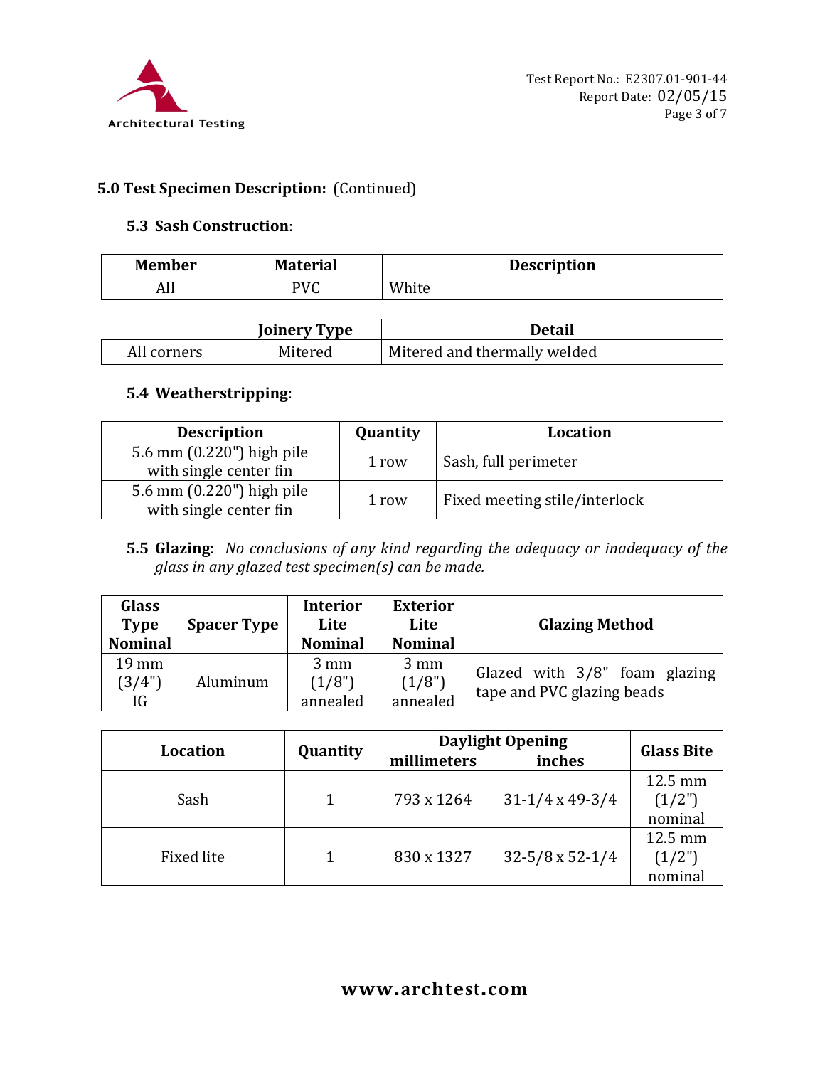## 5.0 Test Specimen Description: (Continued)

### 5.3 Sash Construction:

| Member | Material | Description |
|---|---|---|
| All | PVC | White |

| | Joinery Type | Detail |
|---|---|---|
| All corners | Mitered | Mitered and thermally welded |

### 5.4 Weatherstripping:

| Description | Quantity | Location |
|---|---|---|
| 5.6 mm (0.220") high pile with single center fin | 1 row | Sash, full perimeter |
| 5.6 mm (0.220") high pile with single center fin | 1 row | Fixed meeting stile/interlock |

### 5.5 Glazing: *No conclusions of any kind regarding the adequacy or inadequacy of the glass in any glazed test specimen(s) can be made.*

| Glass Type Nominal | Spacer Type | Interior Lite Nominal | Exterior Lite Nominal | Glazing Method |
|---|---|---|---|---|
| 19 mm (3/4") IG | Aluminum | 3 mm (1/8") annealed | 3 mm (1/8") annealed | Glazed with 3/8" foam glazing tape and PVC glazing beads |

| Location | Quantity | Daylight Opening | | Glass Bite |
|---|---|---|---|---|
| | | millimeters | inches | |
| Sash | 1 | 793 x 1264 | 31-1/4 x 49-3/4 | 12.5 mm (1/2") nominal |
| Fixed lite | 1 | 830 x 1327 | 32-5/8 x 52-1/4 | 12.5 mm (1/2") nominal |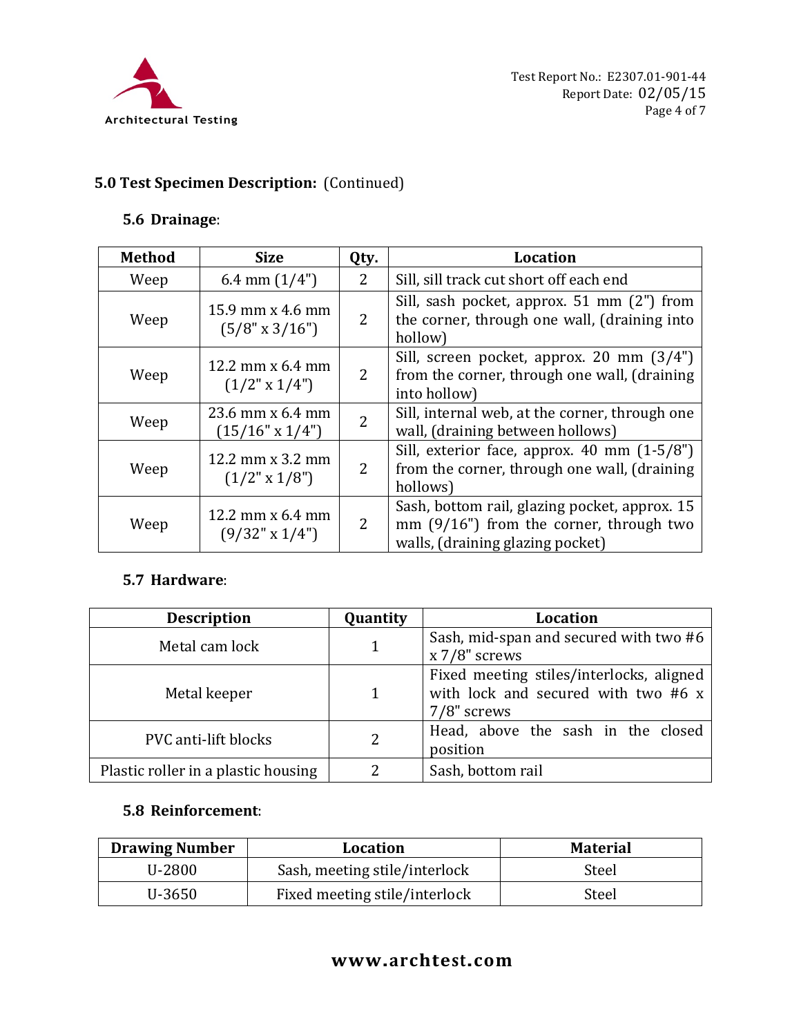## 5.0 Test Specimen Description: (Continued)

### 5.6 Drainage:

| Method | Size | Qty. | Location |
|---|---|---|---|
| Weep | 6.4 mm (1/4") | 2 | Sill, sill track cut short off each end |
| Weep | 15.9 mm x 4.6 mm (5/8" x 3/16") | 2 | Sill, sash pocket, approx. 51 mm (2") from the corner, through one wall, (draining into hollow) |
| Weep | 12.2 mm x 6.4 mm (1/2" x 1/4") | 2 | Sill, screen pocket, approx. 20 mm (3/4") from the corner, through one wall, (draining into hollow) |
| Weep | 23.6 mm x 6.4 mm (15/16" x 1/4") | 2 | Sill, internal web, at the corner, through one wall, (draining between hollows) |
| Weep | 12.2 mm x 3.2 mm (1/2" x 1/8") | 2 | Sill, exterior face, approx. 40 mm (1-5/8") from the corner, through one wall, (draining hollows) |
| Weep | 12.2 mm x 6.4 mm (9/32" x 1/4") | 2 | Sash, bottom rail, glazing pocket, approx. 15 mm (9/16") from the corner, through two walls, (draining glazing pocket) |

### 5.7 Hardware:

| Description | Quantity | Location |
|---|---|---|
| Metal cam lock | 1 | Sash, mid-span and secured with two #6 x 7/8" screws |
| Metal keeper | 1 | Fixed meeting stiles/interlocks, aligned with lock and secured with two #6 x 7/8" screws |
| PVC anti-lift blocks | 2 | Head, above the sash in the closed position |
| Plastic roller in a plastic housing | 2 | Sash, bottom rail |

### 5.8 Reinforcement:

| Drawing Number | Location | Material |
|---|---|---|
| U-2800 | Sash, meeting stile/interlock | Steel |
| U-3650 | Fixed meeting stile/interlock | Steel |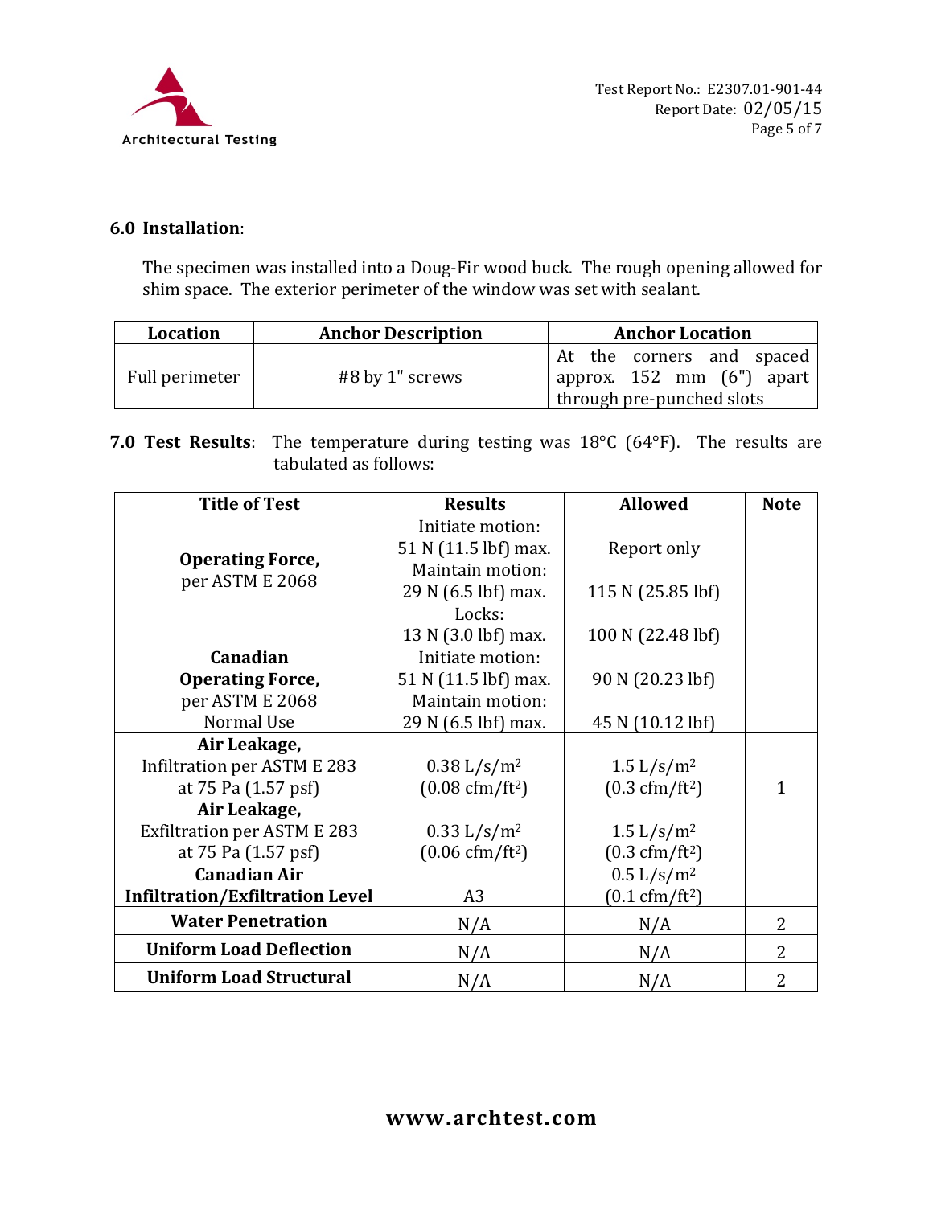## 6.0 Installation:

The specimen was installed into a Doug-Fir wood buck. The rough opening allowed for shim space. The exterior perimeter of the window was set with sealant.

| Location | Anchor Description | Anchor Location |
|---|---|---|
| Full perimeter | #8 by 1" screws | At the corners and spaced approx. 152 mm (6") apart through pre-punched slots |

**7.0 Test Results**: The temperature during testing was 18°C (64°F). The results are tabulated as follows:

| Title of Test | Results | Allowed | Note |
|---|---|---|---|
| **Operating Force,** per ASTM E 2068 | Initiate motion: 51 N (11.5 lbf) max.<br>Maintain motion: 29 N (6.5 lbf) max.<br>Locks: 13 N (3.0 lbf) max. | Report only<br><br>115 N (25.85 lbf)<br><br>100 N (22.48 lbf) | |
| **Canadian Operating Force,** per ASTM E 2068 Normal Use | Initiate motion: 51 N (11.5 lbf) max.<br>Maintain motion: 29 N (6.5 lbf) max. | 90 N (20.23 lbf)<br><br>45 N (10.12 lbf) | |
| **Air Leakage,** Infiltration per ASTM E 283 at 75 Pa (1.57 psf) | 0.38 L/s/m² (0.08 cfm/ft²) | 1.5 L/s/m² (0.3 cfm/ft²) | 1 |
| **Air Leakage,** Exfiltration per ASTM E 283 at 75 Pa (1.57 psf) | 0.33 L/s/m² (0.06 cfm/ft²) | 1.5 L/s/m² (0.3 cfm/ft²) | |
| **Canadian Air Infiltration/Exfiltration Level** | A3 | 0.5 L/s/m² (0.1 cfm/ft²) | |
| **Water Penetration** | N/A | N/A | 2 |
| **Uniform Load Deflection** | N/A | N/A | 2 |
| **Uniform Load Structural** | N/A | N/A | 2 |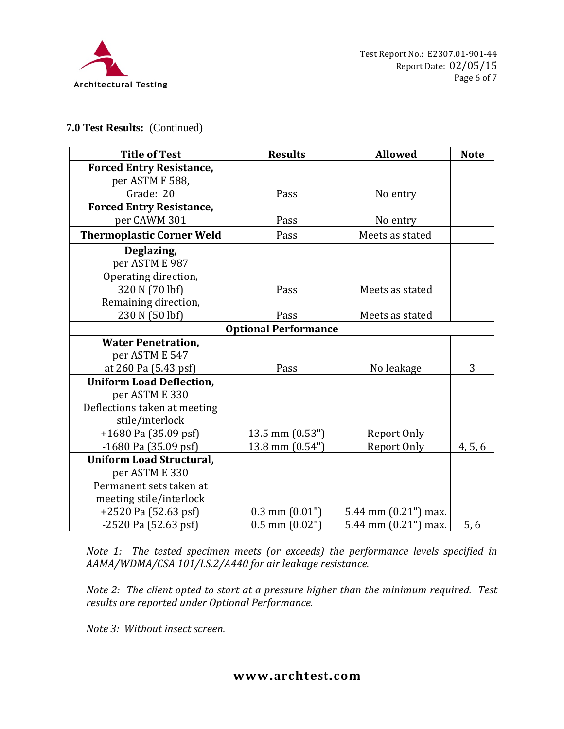**7.0 Test Results:** (Continued)

| Title of Test | Results | Allowed | Note |
|---|---|---|---|
| **Forced Entry Resistance,** per ASTM F 588, Grade: 20 | Pass | No entry | |
| **Forced Entry Resistance,** per CAWM 301 | Pass | No entry | |
| **Thermoplastic Corner Weld** | Pass | Meets as stated | |
| **Deglazing,** per ASTM E 987 | | | |
| Operating direction, 320 N (70 lbf) | Pass | Meets as stated | |
| Remaining direction, 230 N (50 lbf) | Pass | Meets as stated | |
| **Optional Performance** | | | |
| **Water Penetration,** per ASTM E 547 at 260 Pa (5.43 psf) | Pass | No leakage | 3 |
| **Uniform Load Deflection,** per ASTM E 330 Deflections taken at meeting stile/interlock | | | |
| +1680 Pa (35.09 psf) | 13.5 mm (0.53") | Report Only | |
| -1680 Pa (35.09 psf) | 13.8 mm (0.54") | Report Only | 4, 5, 6 |
| **Uniform Load Structural,** per ASTM E 330 Permanent sets taken at meeting stile/interlock | | | |
| +2520 Pa (52.63 psf) | 0.3 mm (0.01") | 5.44 mm (0.21") max. | |
| -2520 Pa (52.63 psf) | 0.5 mm (0.02") | 5.44 mm (0.21") max. | 5, 6 |

*Note 1: The tested specimen meets (or exceeds) the performance levels specified in AAMA/WDMA/CSA 101/I.S.2/A440 for air leakage resistance.*

*Note 2: The client opted to start at a pressure higher than the minimum required. Test results are reported under Optional Performance.*

*Note 3: Without insect screen.*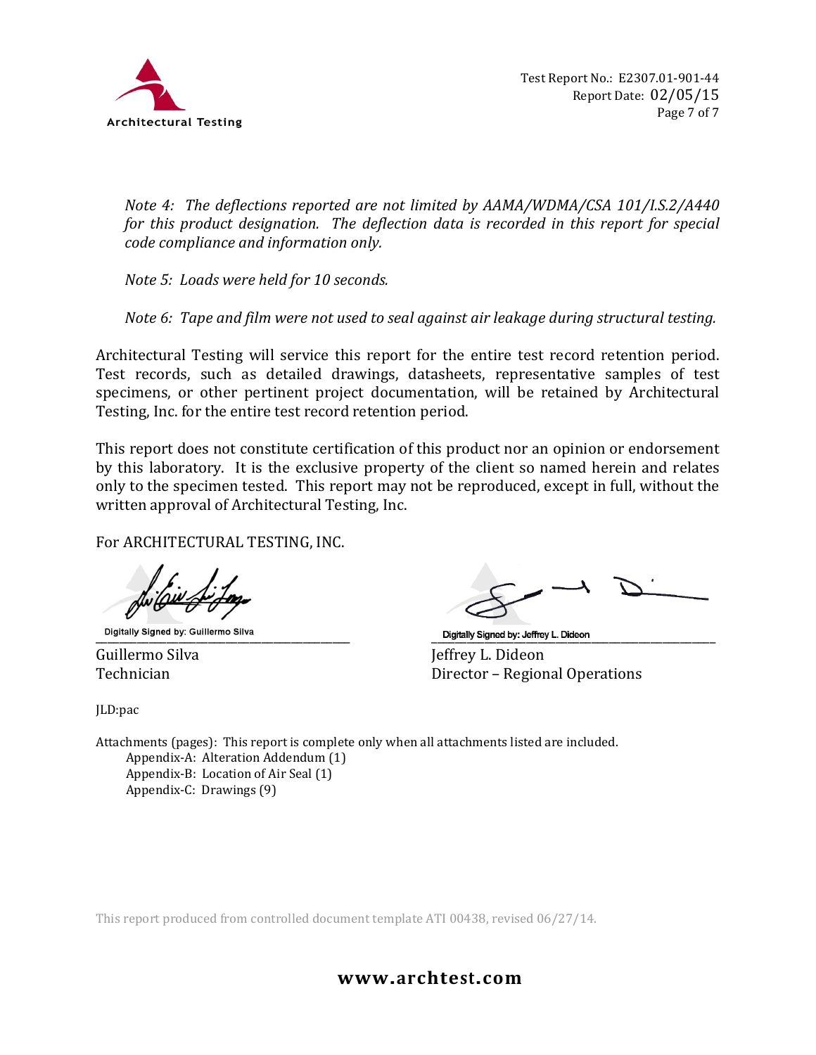*Note 4: The deflections reported are not limited by AAMA/WDMA/CSA 101/I.S.2/A440 for this product designation. The deflection data is recorded in this report for special code compliance and information only.*

*Note 5: Loads were held for 10 seconds.*

*Note 6: Tape and film were not used to seal against air leakage during structural testing.*

Architectural Testing will service this report for the entire test record retention period. Test records, such as detailed drawings, datasheets, representative samples of test specimens, or other pertinent project documentation, will be retained by Architectural Testing, Inc. for the entire test record retention period.

This report does not constitute certification of this product nor an opinion or endorsement by this laboratory. It is the exclusive property of the client so named herein and relates only to the specimen tested. This report may not be reproduced, except in full, without the written approval of Architectural Testing, Inc.

For ARCHITECTURAL TESTING, INC.

Digitally Signed by: Guillermo Silva

Guillermo Silva
Technician

Digitally Signed by: Jeffrey L. Dideon

Jeffrey L. Dideon
Director – Regional Operations

JLD:pac

Attachments (pages): This report is complete only when all attachments listed are included.
- Appendix-A: Alteration Addendum (1)
- Appendix-B: Location of Air Seal (1)
- Appendix-C: Drawings (9)

This report produced from controlled document template ATI 00438, revised 06/27/14.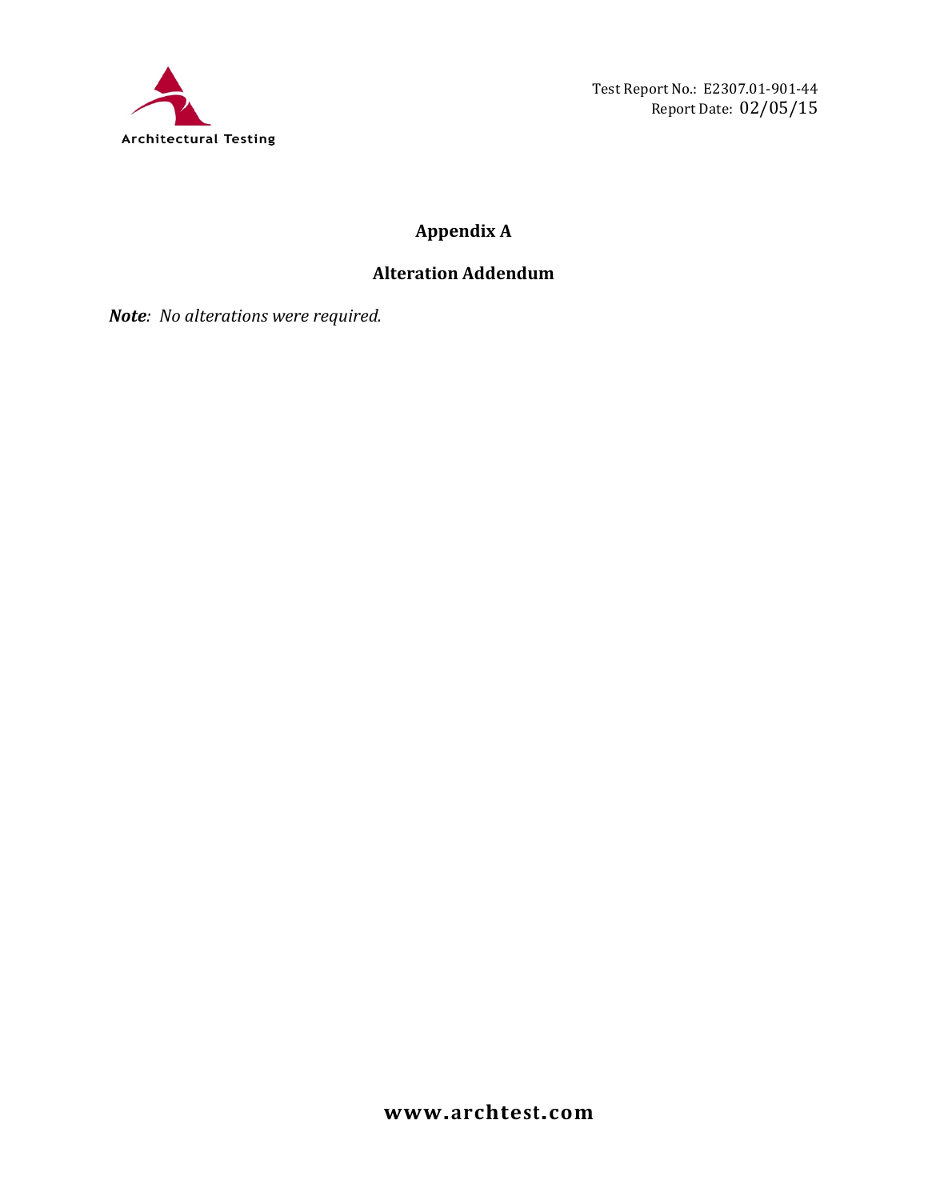# Appendix A

## Alteration Addendum

***Note**: No alterations were required.*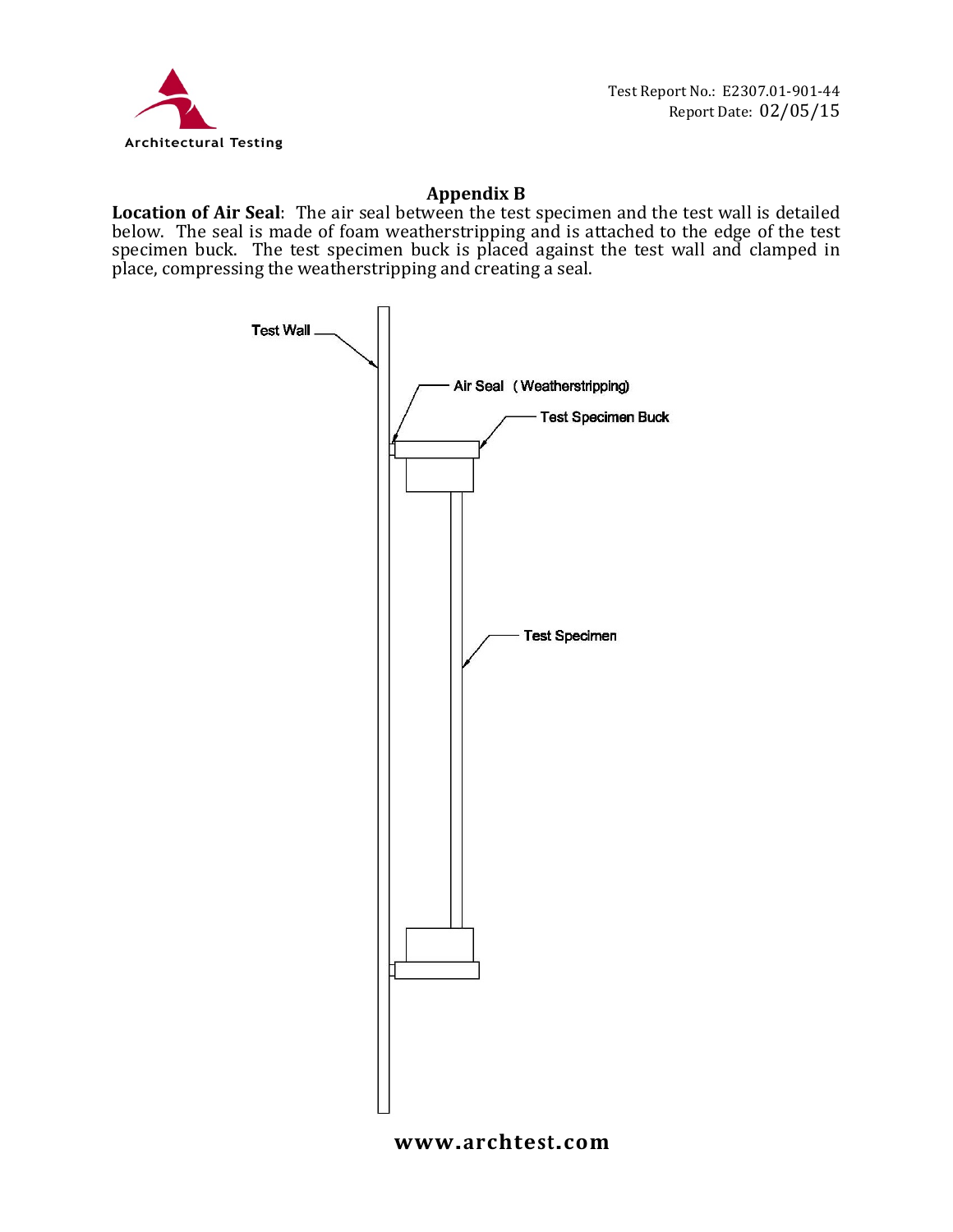## Appendix B

**Location of Air Seal**: The air seal between the test specimen and the test wall is detailed below. The seal is made of foam weatherstripping and is attached to the edge of the test specimen buck. The test specimen buck is placed against the test wall and clamped in place, compressing the weatherstripping and creating a seal.

Test Wall

Air Seal (Weatherstripping)

Test Specimen Buck

Test Specimen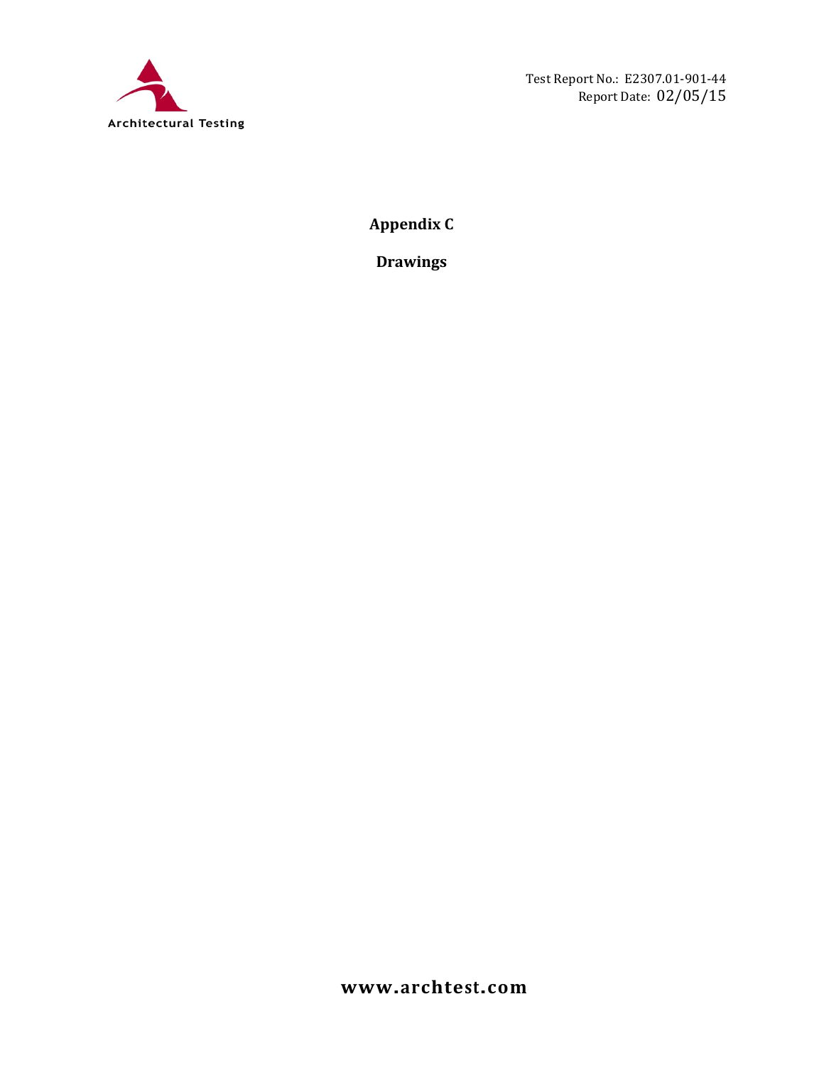# Appendix C

## Drawings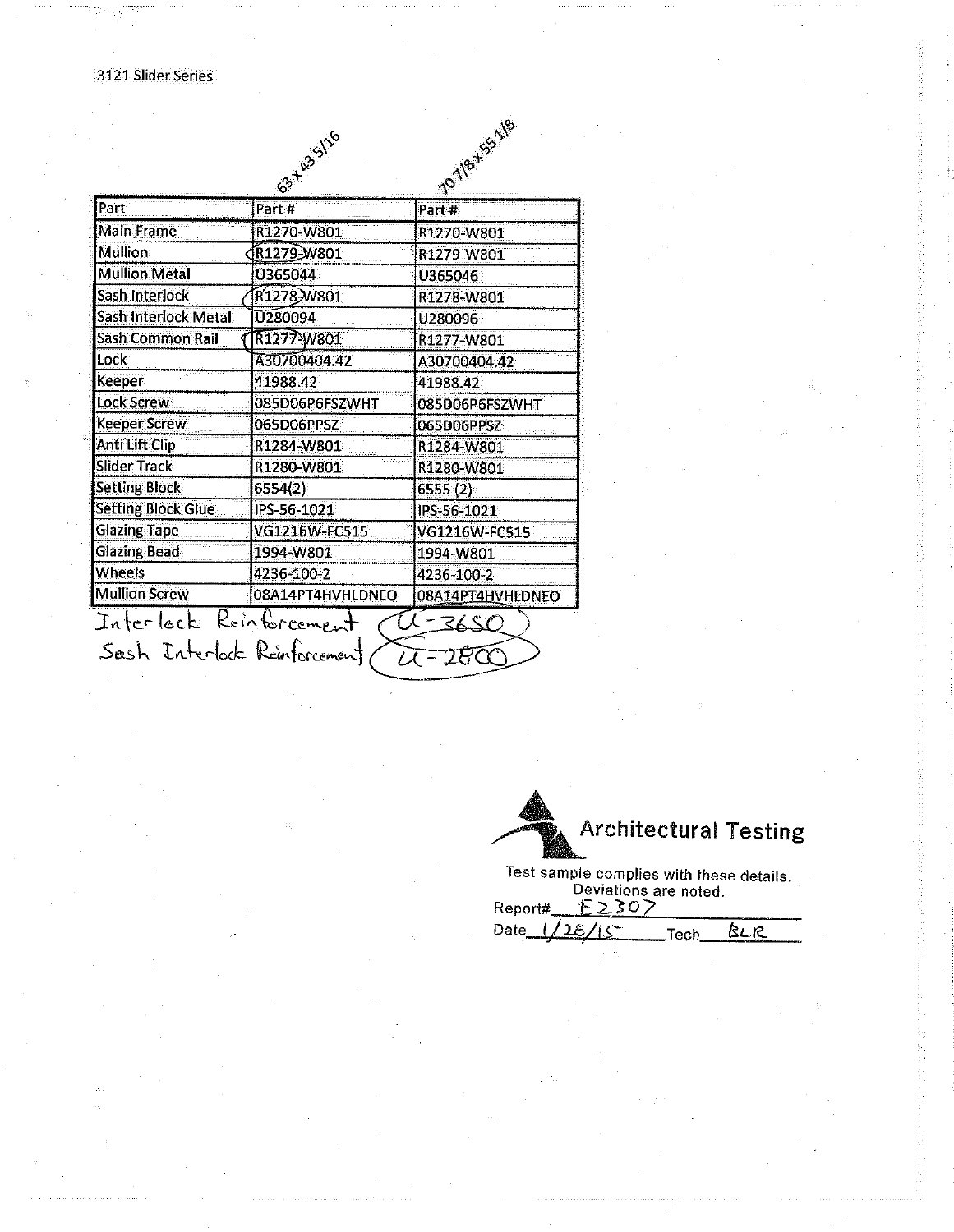3121 Slider Series

| Part | Part # (63 x 43 5/16) | Part # (70 7/8 x 55 1/8) |
|---|---|---|
| Main Frame | R1270-W801 | R1270-W801 |
| Mullion | R1279-W801 | R1279-W801 |
| Mullion Metal | U365044 | U365046 |
| Sash Interlock | R1278-W801 | R1278-W801 |
| Sash Interlock Metal | U280094 | U280096 |
| Sash Common Rail | R1277-W801 | R1277-W801 |
| Lock | A30700404.42 | A30700404.42 |
| Keeper | 41988.42 | 41988.42 |
| Lock Screw | 085D06P6FSZWHT | 085D06P6FSZWHT |
| Keeper Screw | 065D06PPSZ | 065D06PPSZ |
| Anti Lift Clip | R1284-W801 | R1284-W801 |
| Slider Track | R1280-W801 | R1280-W801 |
| Setting Block | 6554(2) | 6555 (2) |
| Setting Block Glue | IPS-56-1021 | IPS-56-1021 |
| Glazing Tape | VG1216W-FC515 | VG1216W-FC515 |
| Glazing Bead | 1994-W801 | 1994-W801 |
| Wheels | 4236-100-2 | 4236-100-2 |
| Mullion Screw | 08A14PT4HVHLDNEO | 08A14PT4HVHLDNEO |

Interlock Reinforcement U-3650

Sash Interlock Reinforcement U-2800

Architectural Testing

Test sample complies with these details. Deviations are noted.

Report# E2307

Date 1/28/15 Tech BLR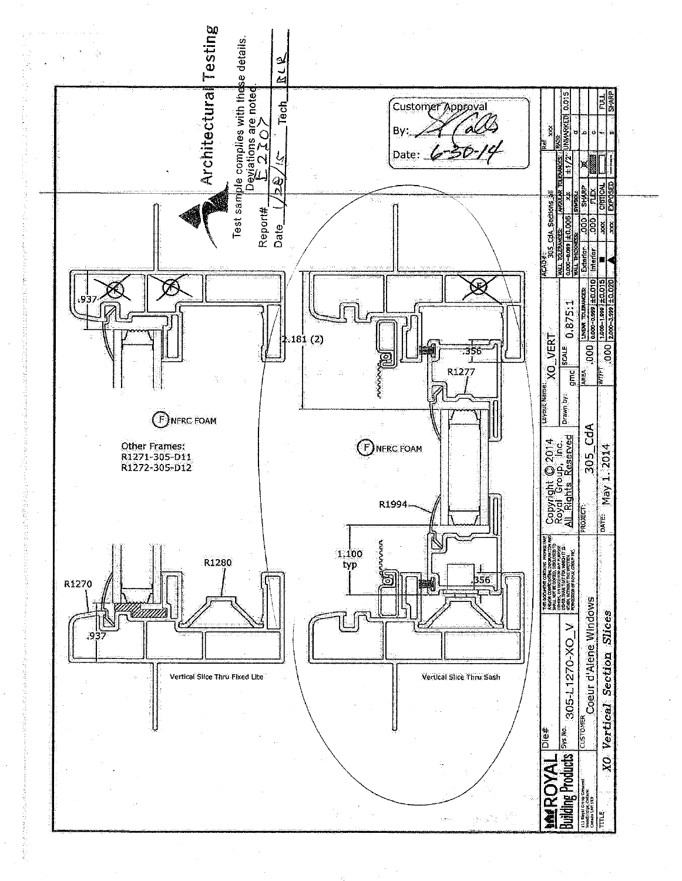Architectural Testing

Test sample complies with these details. Deviations are noted.

Report# E2107

Date 1/20/15 Tech RLK

Customer Approval

By: [signature]

Date: 6-30-14

.937

2.181 (2)

.356

R1277

F NFRC FOAM

Other Frames:
R1271-305-D11
R1272-305-D12

F NFRC FOAM

R1994

1.100 typ

R1280

R1270

.356

.937

Vertical Slice Thru Fixed Lite

Vertical Slice Thru Sash

| ROYAL Building Products | Die# | | Copyright © 2014 Royal Group, Inc. All Rights Reserved | Layout Name: XO_VERT | | ACAD #: 305_CdA_Sections_all | | Ref: xxx |
|---|---|---|---|---|---|---|---|---|
| | Sys No. | 305-L1270-XO_V | | Drawn by: gmc | SCALE 0.875:1 | WALL TOLERANCES: .000-.099 ±0.006 | ANGULAR TOLERANCES: ±1/2 | BASIS: UNMARKED 0.015 |
| | CUSTOMER | Coeur d'Alene Windows | PROJECT: 305_CdA | AREA .000 | LINEAR TOLERANCES: 0.000-0.999 ±0.010 | WALL THICKNESS: Exterior .000 | SYMBOL: SHARP | a |
| | | | | | 1.000-1.999 ±0.015 | Interior .000 | FLEX | b |
| | TITLE | XO Vertical Section Slices | DATE: May 1, 2014 | WT/FT .000 | 2.000-3.999 ±0.020 | .xxx CRITICAL | | c FULL |
| | | | | | | .xxx EXPOSED | | g SHARP |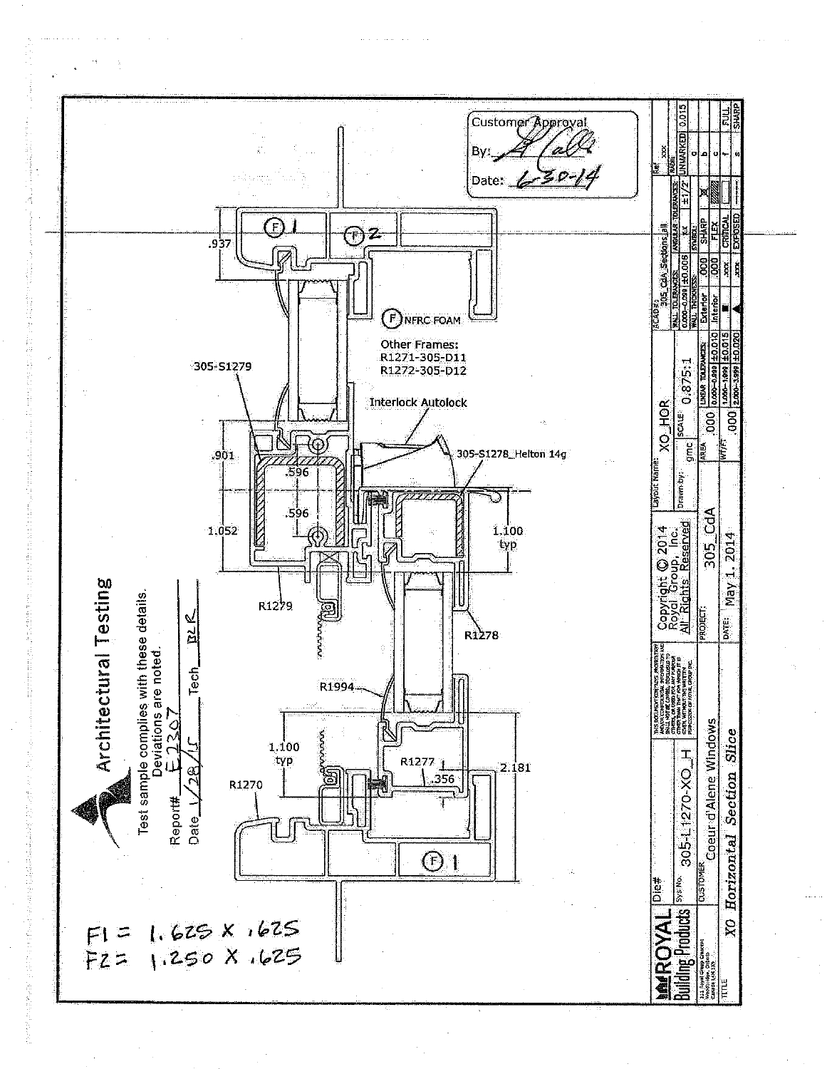Customer Approval

By: [signature]

Date: 6-30-14

F NFRC FOAM

Other Frames:
R1271-305-D11
R1272-305-D12

Interlock Autolock

305-S1278_Helton 14g

305-S1279

.937

.901

.596

.596

1.052

1.100 typ

R1279

R1278

R1994

1.100 typ

R1270

R1277

.356

2.181

F 1

F 2

F1 = 1.625 X .625
F2 = 1.250 X .625

**Architectural Testing**

Test sample complies with these details.
Deviations are noted.

Report# E2307

Date 1/28/15 Tech BLR

| ROYAL Building Products | Die# | | | | |
|---|---|---|---|---|---|
| | Sys No. | 305-L1270-XO_H | Copyright © 2014 Royal Group, Inc. All Rights Reserved | Layout Name: XO_HOR | CAD#: 305_CdA_Sections.jall |
| | CUSTOMER | Coeur d'Alene Windows | PROJECT: 305_CdA | Drawn-by: gmc | SCALE: 0.875:1 |
| | TITLE | XO Horizontal Section Slice | DATE: May 1, 2014 | | |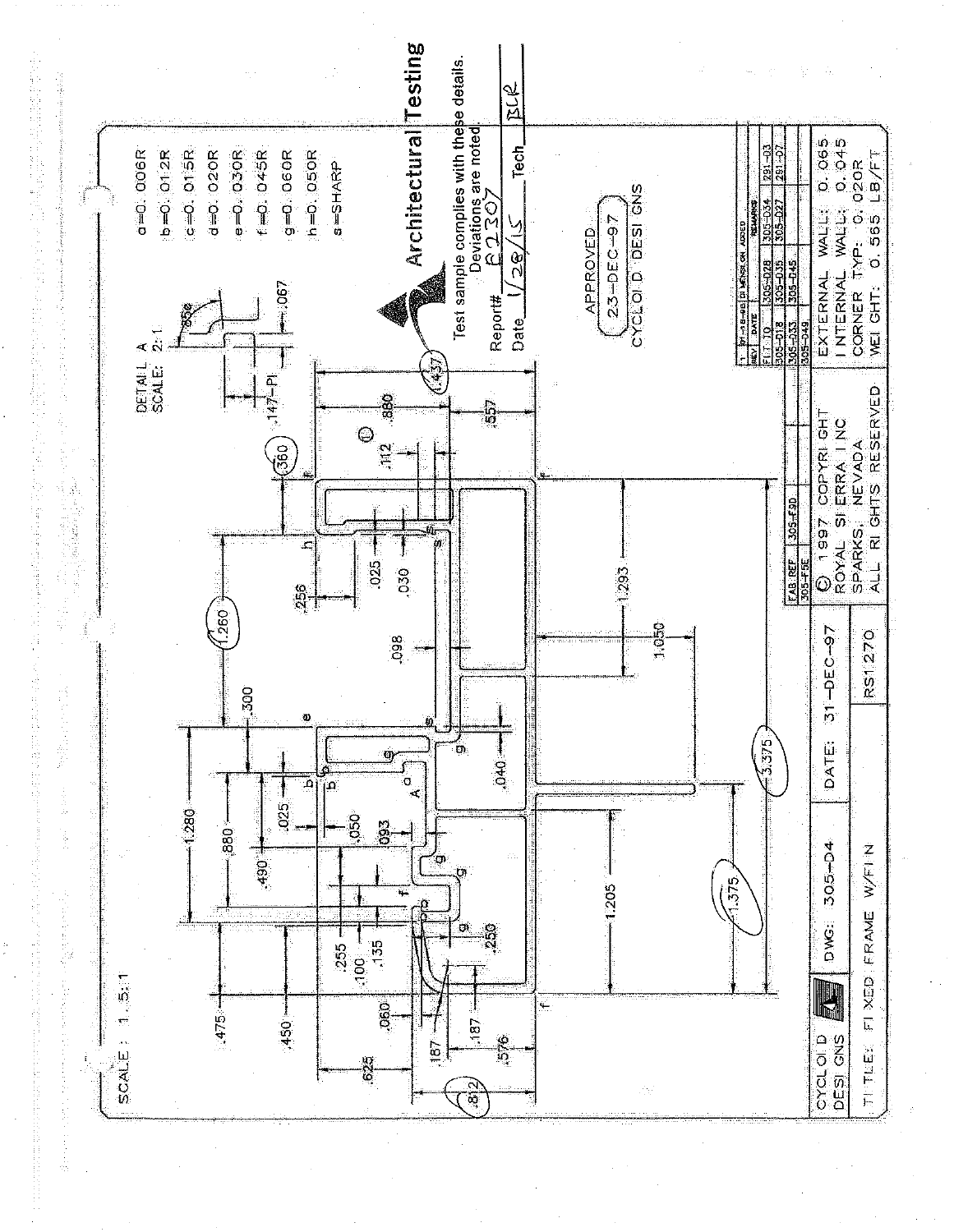SCALE: 1.5:1

a=0.006R
b=0.012R
c=0.015R
d=0.020R
e=0.030R
f=0.045R
g=0.060R
h=0.050R
s=SHARP

DETAIL A
SCALE: 2:1

.147–PI .067 65°

.812 .625 .576 .475 .450 .060 .187 .187 .255 .100 .135 .250 1.280 .880 .490 .025 .050 .093 .040 .300 1.260 .256 .025 .030 .098 .360 .112 .880 .557 .437 1.205 1.375 3.375 1.293 1.050

**Architectural Testing**

Test sample complies with these details.
Deviations are noted.
Report# B2307
Date 1/28/15 Tech BLR

APPROVED
23-DEC-97
CYCLOID DESIGNS

| REV | DATE | REMARKS |
|---|---|---|
| 1 | 01-16-98 | DIMENSION ADDED |

| FIT TO | | | |
|---|---|---|---|
| 305-018 | 305-028 | 305-034 | 281-03 |
| 305-033 | 305-035 | 305-027 | 281-07 |
| 305-049 | 305-045 | | |

| FAB. REF | |
|---|---|
| 305-F5E | 305-F9D |

CYCLOID DESIGNS | DWG: 305-D4 | DATE: 31-DEC-97

TITLE: FIXED FRAME W/FIN | RS1270

© 1997 COPYRIGHT
ROYAL SIERRA INC
SPARKS, NEVADA
ALL RIGHTS RESERVED

EXTERNAL WALL: 0.065
INTERNAL WALL: 0.045
CORNER TYP: 0.020R
WEIGHT: 0.565 LB/FT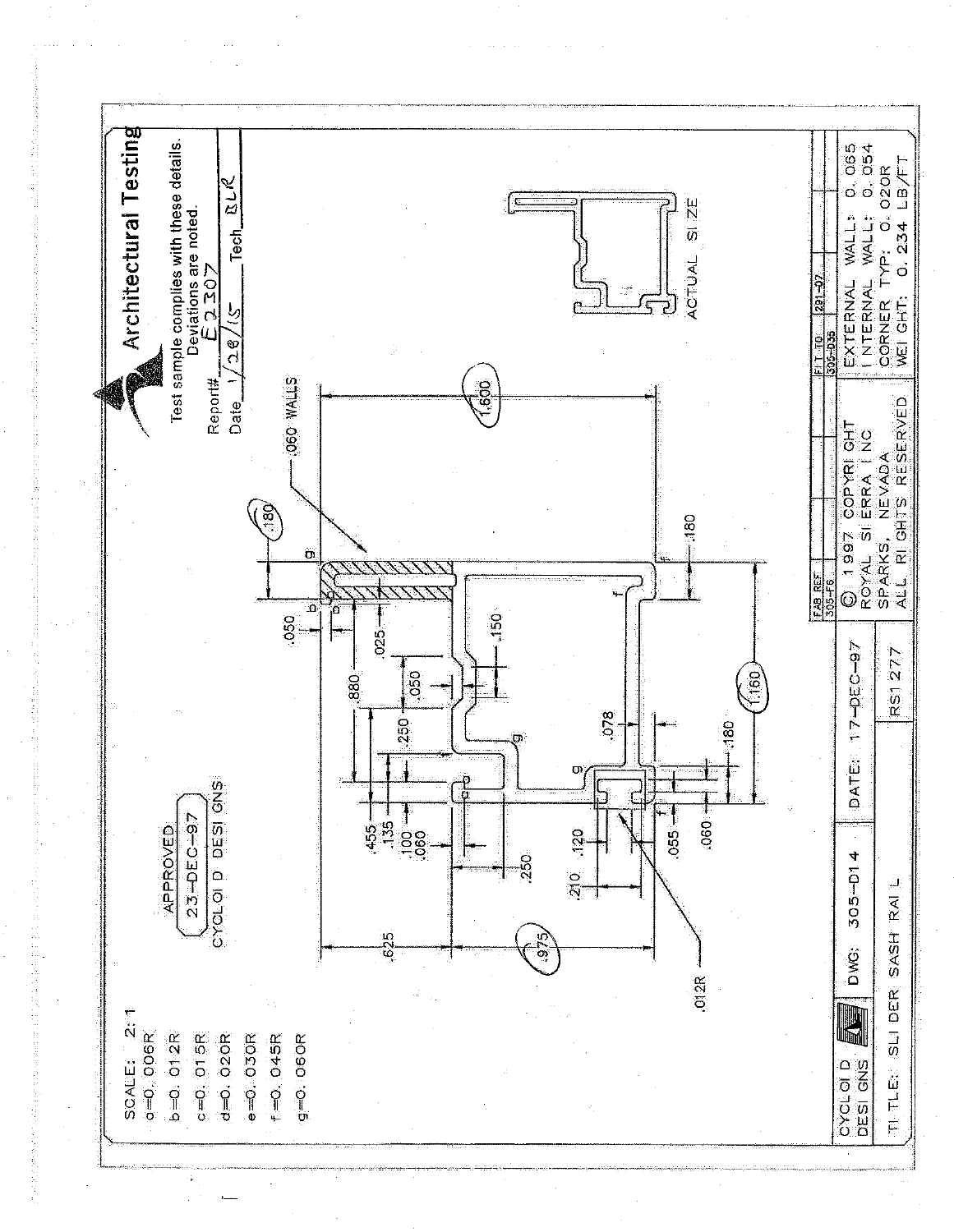**Architectural Testing**

Test sample complies with these details.
Deviations are noted.

Report# E2307

Date 1/28/15 Tech BLR

SCALE: 2:1

a=0.006R

b=0.012R

c=0.015R

d=0.020R

e=0.030R

f=0.045R

g=0.060R

APPROVED
23-DEC-97
CYCLOID DESIGNS

.060 WALLS

1.600 &nbsp; .180 &nbsp; .050 &nbsp; .025 &nbsp; .880 &nbsp; .150 &nbsp; .050 &nbsp; .250 &nbsp; .078 &nbsp; .455 &nbsp; .135 &nbsp; .100 &nbsp; .060 &nbsp; .180 &nbsp; 1.160 &nbsp; .180 &nbsp; .250 &nbsp; .210 &nbsp; .120 &nbsp; .055 &nbsp; .060 &nbsp; .625 &nbsp; .975 &nbsp; .012R

ACTUAL SIZE

| FAB REF | FIT TO | |
|---|---|---|
| 305-F6 | 305-D35 | 291-97 |

| CYCLOID DESIGNS | DWG: 305-D14 | DATE: 17-DEC-97 | © 1997 COPYRIGHT ROYAL SIERRA INC SPARKS, NEVADA ALL RIGHTS RESERVED | EXTERNAL WALL: 0.065 INTERNAL WALL: 0.054 CORNER TYP: 0.020R WEIGHT: 0.234 LB/FT |
|---|---|---|---|---|
| TITLE: SLIDER SASH RAIL | | RS1277 | | |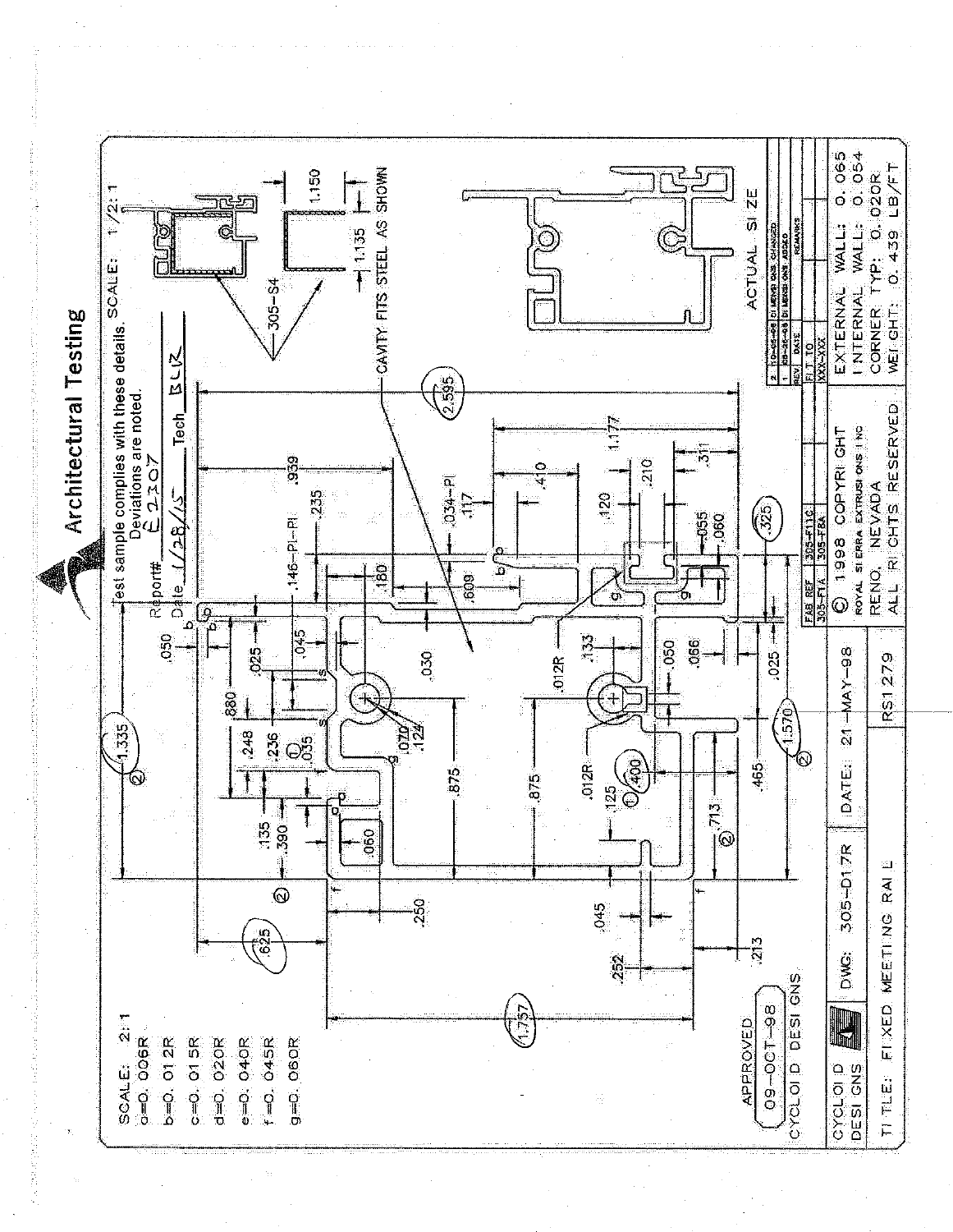# Architectural Testing

Test sample complies with these details. Deviations are noted.

Report# E2207

Date 1/28/15 Tech BLIZ

SCALE: 2:1

a=0.006R
b=0.012R
c=0.015R
d=0.020R
e=0.040R
f=0.045R
g=0.060R

SCALE: 1/2:1

305-S4

CAVITY FITS STEEL AS SHOWN

1.150

1.135

ACTUAL SIZE

APPROVED 09-OCT-98 CYCLOID DESIGNS

| REV | DATE | REMARKS |
|---|---|---|
| 2 | 10-05-98 | DIMENSIONS CHANGED |
| 1 | 09-26-98 | DIMENSIONS ADDED |

| FAB REF | 305-F11C |
|---|---|
| 305-F1A | 305-F8A |

FIT TO XXX-XXX

| CYCLOID DESIGNS | DWG: 305-D17R | DATE: 21-MAY-98 | © 1998 COPYRIGHT ROYAL SIERRA EXTRUSIONS INC RENO, NEVADA ALL RIGHTS RESERVED | EXTERNAL WALL: 0.065 INTERNAL WALL: 0.054 CORNER TYP: 0.020R WEIGHT: 0.439 LB/FT |
|---|---|---|---|---|
| TITLE: FIXED MEETING RAIL | | RS1279 | | |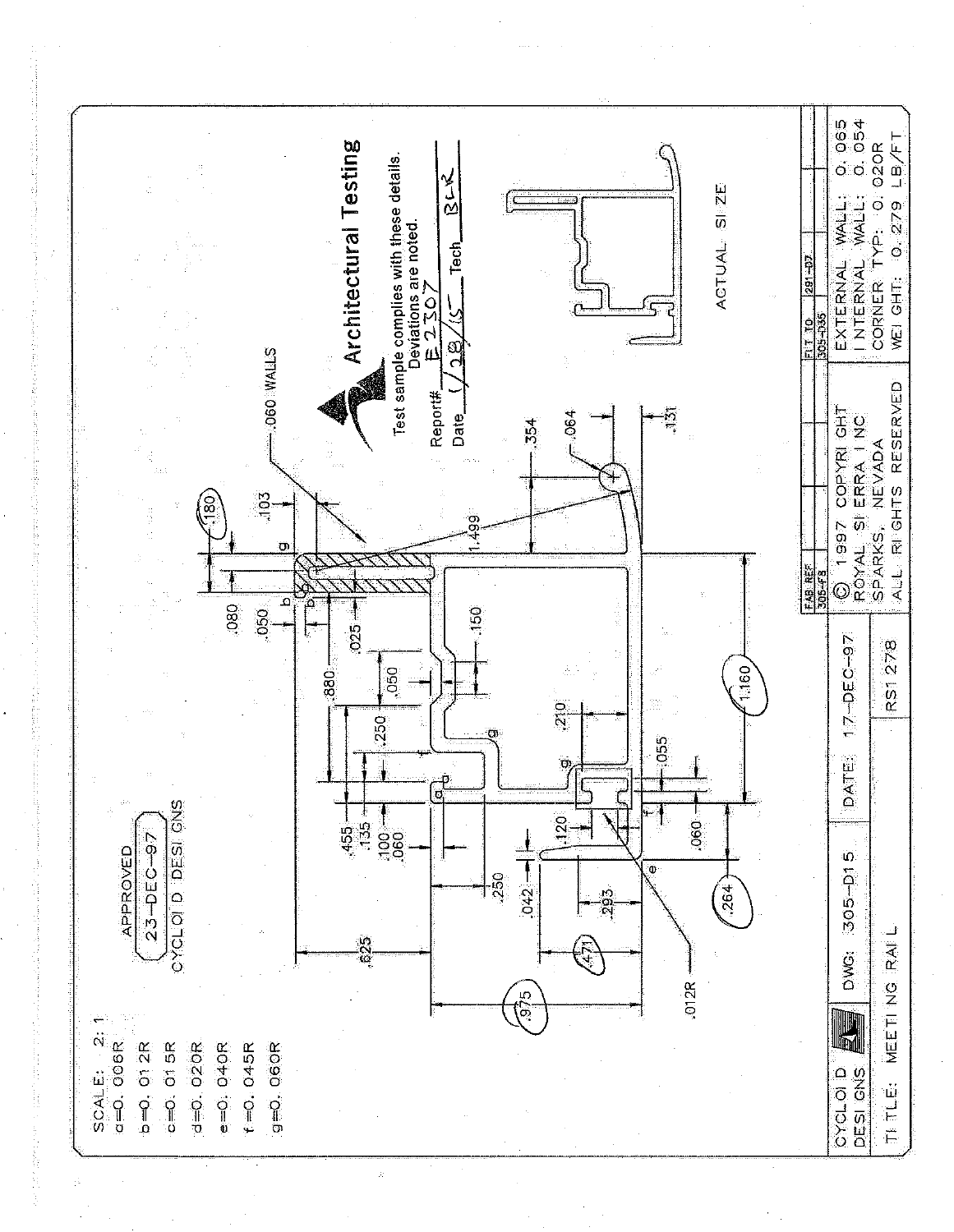SCALE: 2:1

a=0.006R

b=0.012R

c=0.015R

d=0.020R

e=0.040R

f=0.045R

g=0.060R

APPROVED
23-DEC-97
CYCLOID DESIGNS

**Architectural Testing**

Test sample complies with these details.
Deviations are noted.

Report# E2307

Date 1/28/15 Tech BLR

ACTUAL SIZE

.060 WALLS

.180 .103 .080 .050 .025 .880 .050 .150 .455 .250 .135 .100 .060 .210 .055 .120 .060 .250 .042 .293 .625 .471 .975 .264 .012R 1.499 .354 .064 .131 1.160

| CYCLOID DESIGNS | DWG: 305-D15 | DATE: 17-DEC-97 | FAB REF 305-F8 | FIT TO 305-D35 | 291-D7 |
|---|---|---|---|---|---|
| TITLE: MEETING RAIL | | RS1278 | © 1997 COPYRIGHT ROYAL SIERRA INC SPARKS, NEVADA ALL RIGHTS RESERVED | EXTERNAL WALL: 0.065 INTERNAL WALL: 0.054 CORNER TYP: 0.020R WEIGHT: 0.279 LB/FT | |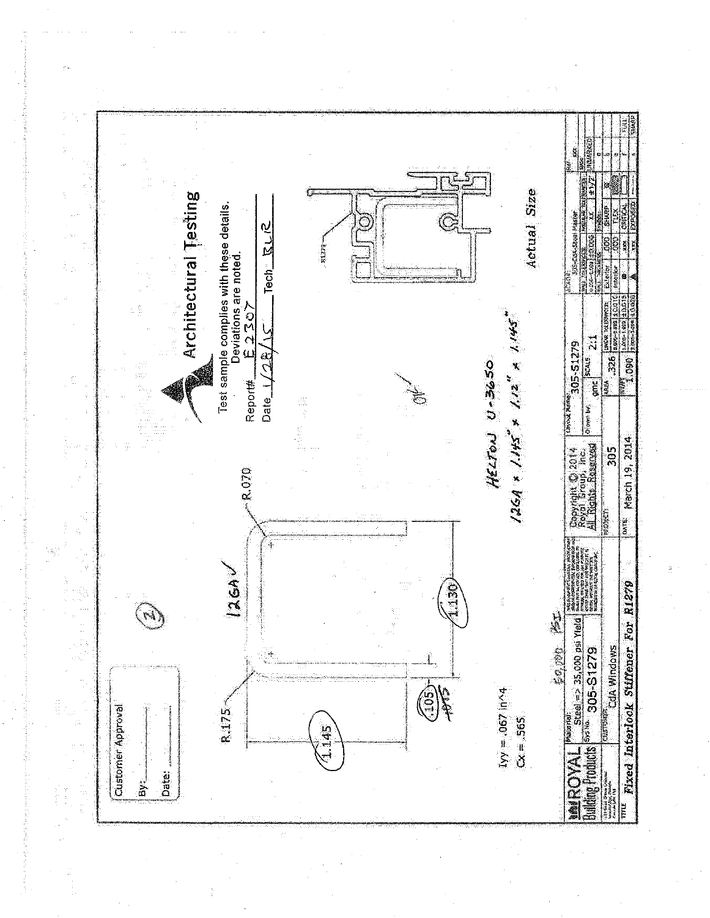Customer Approval

By: ______

Date: ______

(2)

12GA ✓

R.175

R.070

1.145

.105
.105

1.130

Iyy = .067 in^4
Cx = .565

50,000 PSI

**Architectural Testing**

Test sample complies with these details.
Deviations are noted.

Report# E2307

Date 1/28/15 Tech RLR

OK

HELTON U-3650

12GA × 1.145" × 1.12" × 1.145"

R1279

Actual Size

| ROYAL Building Products | Material: Steel => 35,000 psi Yield | Copyright © 2014 Royal Group, Inc. All Rights Reserved | Layout Name: 305-S1279 | | |
|---|---|---|---|---|---|
| | Sys No. 305-S1279 | | Drawn by: gmc | SCALE 2:1 | |
| | Customer: CdA Windows | PROJECT: 305 | AREA .326 | | |
| TITLE *Fixed Interlock Stiffener For R1279* | | DATE: March 19, 2014 | | 1.090 | |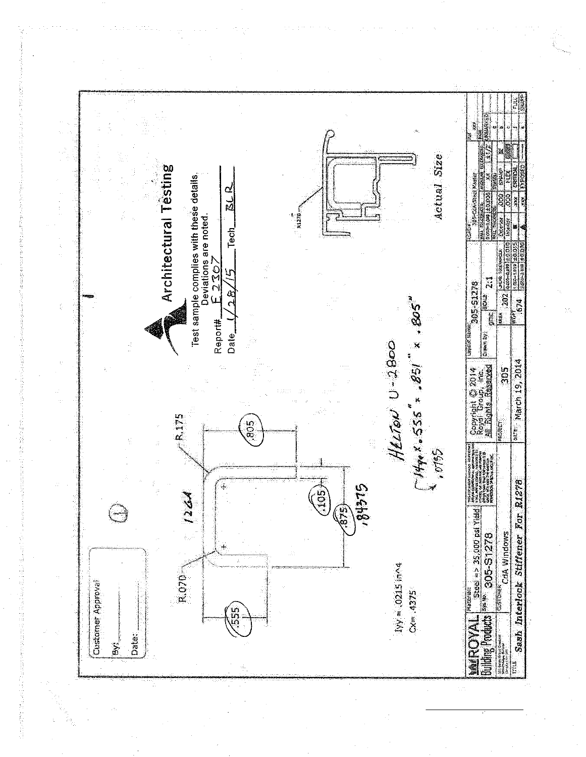Customer Approval

By: ____________

Date: ____________

①

R.070

R.175

12GA

.555

.805

.105

.875

.84375

Iyy = .0215 in^4

Cx= .4375

HELTON U-2800

(14ga x .555" x .851" x .805"

.0785

Architectural Testing

Test sample complies with these details.
Deviations are noted.

Report# E2307

Date 1/28/15 Tech BLR

X1278

Actual Size

ROYAL Building Products

Material: Steel => 35,000 psi Yield

Sys No. 305-S1278

CUSTOMER: CdA Windows

TITLE: Sash Interlock Stiffener For R1278

Copyright © 2014 Royal Group, Inc. All Rights Reserved

PROJECT: 305

DATE: March 19, 2014

Drawing Number: 305-S1278

Drawn by: gmc

SCALE: 2:1

AREA: .202

WT/FT: .674